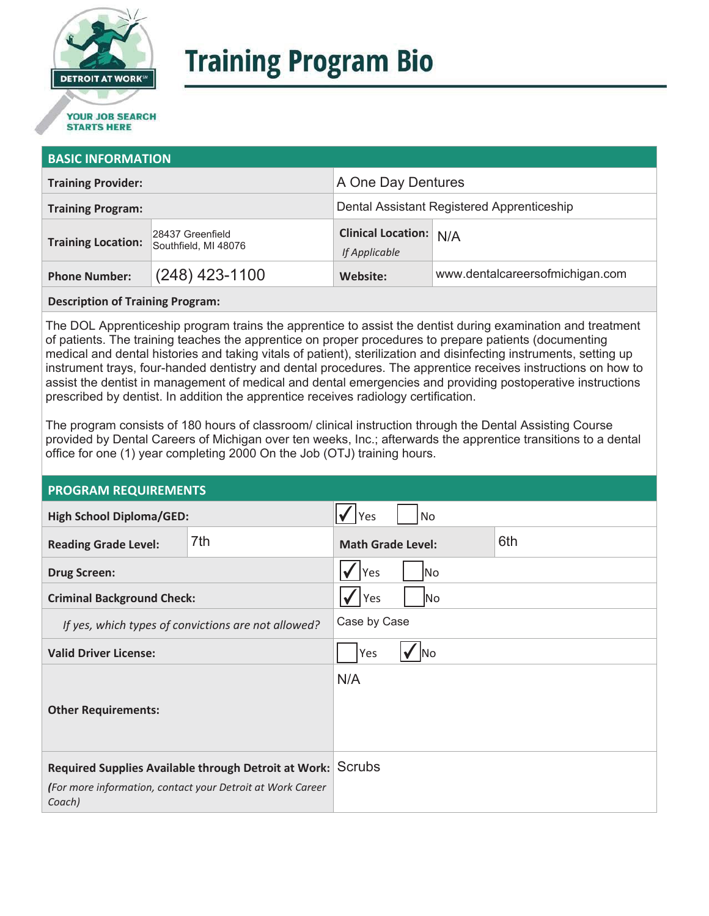# Training Program Bio

DETROIT AT WORK
YOUR JOB SEARCH STARTS HERE

## BASIC INFORMATION

| | | | |
|---|---|---|---|
| **Training Provider:** | | A One Day Dentures | |
| **Training Program:** | | Dental Assistant Registered Apprenticeship | |
| **Training Location:** | 28437 Greenfield Southfield, MI 48076 | **Clinical Location:** *If Applicable* | N/A |
| **Phone Number:** | (248) 423-1100 | **Website:** | www.dentalcareersofmichigan.com |

**Description of Training Program:**

The DOL Apprenticeship program trains the apprentice to assist the dentist during examination and treatment of patients. The training teaches the apprentice on proper procedures to prepare patients (documenting medical and dental histories and taking vitals of patient), sterilization and disinfecting instruments, setting up instrument trays, four-handed dentistry and dental procedures. The apprentice receives instructions on how to assist the dentist in management of medical and dental emergencies and providing postoperative instructions prescribed by dentist. In addition the apprentice receives radiology certification.

The program consists of 180 hours of classroom/ clinical instruction through the Dental Assisting Course provided by Dental Careers of Michigan over ten weeks, Inc.; afterwards the apprentice transitions to a dental office for one (1) year completing 2000 On the Job (OTJ) training hours.

## PROGRAM REQUIREMENTS

| | | | |
|---|---|---|---|
| **High School Diploma/GED:** | | ☑ Yes ☐ No | |
| **Reading Grade Level:** | 7th | **Math Grade Level:** | 6th |
| **Drug Screen:** | | ☑ Yes ☐ No | |
| **Criminal Background Check:** | | ☑ Yes ☐ No | |
| *If yes, which types of convictions are not allowed?* | | Case by Case | |
| **Valid Driver License:** | | ☐ Yes ☑ No | |
| **Other Requirements:** | | N/A | |
| **Required Supplies Available through Detroit at Work:** *(For more information, contact your Detroit at Work Career Coach)* | | Scrubs | |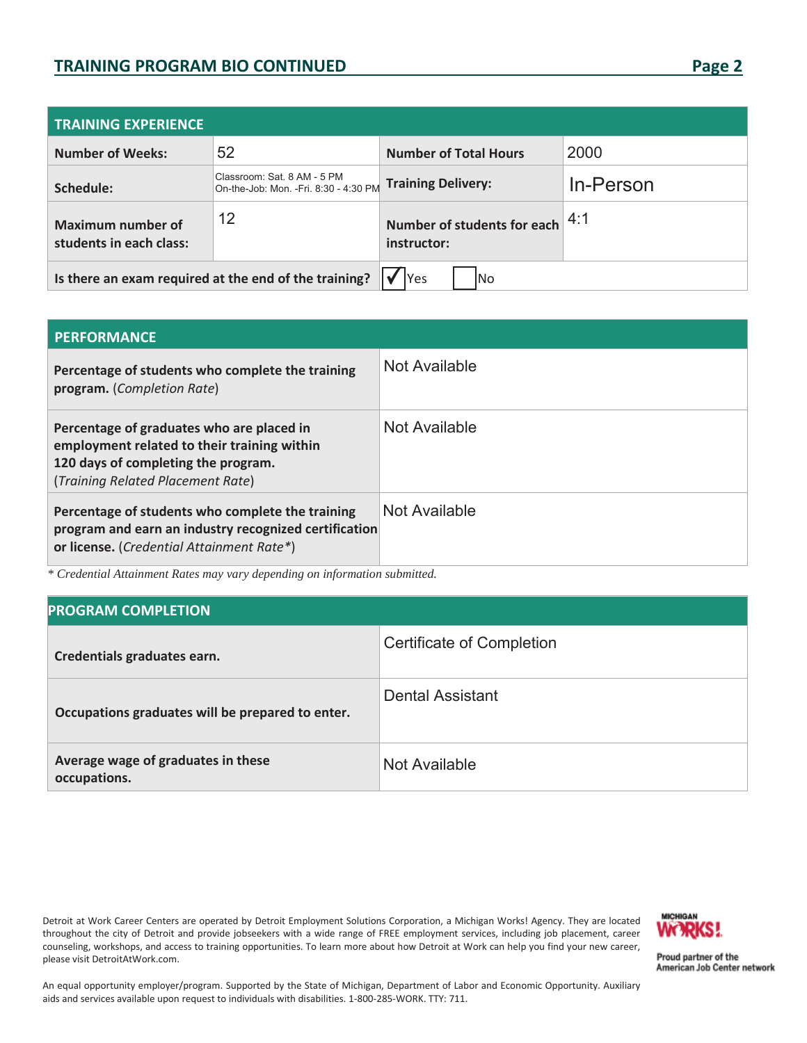## TRAINING PROGRAM BIO CONTINUED

| TRAINING EXPERIENCE | | | |
|---|---|---|---|
| **Number of Weeks:** | 52 | **Number of Total Hours** | 2000 |
| **Schedule:** | Classroom: Sat. 8 AM - 5 PM<br>On-the-Job: Mon. -Fri. 8:30 - 4:30 PM | **Training Delivery:** | In-Person |
| **Maximum number of students in each class:** | 12 | **Number of students for each instructor:** | 4:1 |
| **Is there an exam required at the end of the training?** | ☑ Yes ☐ No | | |

| PERFORMANCE | |
|---|---|
| **Percentage of students who complete the training program.** (*Completion Rate*) | Not Available |
| **Percentage of graduates who are placed in employment related to their training within 120 days of completing the program.** (*Training Related Placement Rate*) | Not Available |
| **Percentage of students who complete the training program and earn an industry recognized certification or license.** (*Credential Attainment Rate**) | Not Available |

*\* Credential Attainment Rates may vary depending on information submitted.*

| PROGRAM COMPLETION | |
|---|---|
| **Credentials graduates earn.** | Certificate of Completion |
| **Occupations graduates will be prepared to enter.** | Dental Assistant |
| **Average wage of graduates in these occupations.** | Not Available |

Detroit at Work Career Centers are operated by Detroit Employment Solutions Corporation, a Michigan Works! Agency. They are located throughout the city of Detroit and provide jobseekers with a wide range of FREE employment services, including job placement, career counseling, workshops, and access to training opportunities. To learn more about how Detroit at Work can help you find your new career, please visit DetroitAtWork.com.

MICHIGAN WORKS! Proud partner of the American Job Center network

An equal opportunity employer/program. Supported by the State of Michigan, Department of Labor and Economic Opportunity. Auxiliary aids and services available upon request to individuals with disabilities. 1-800-285-WORK. TTY: 711.